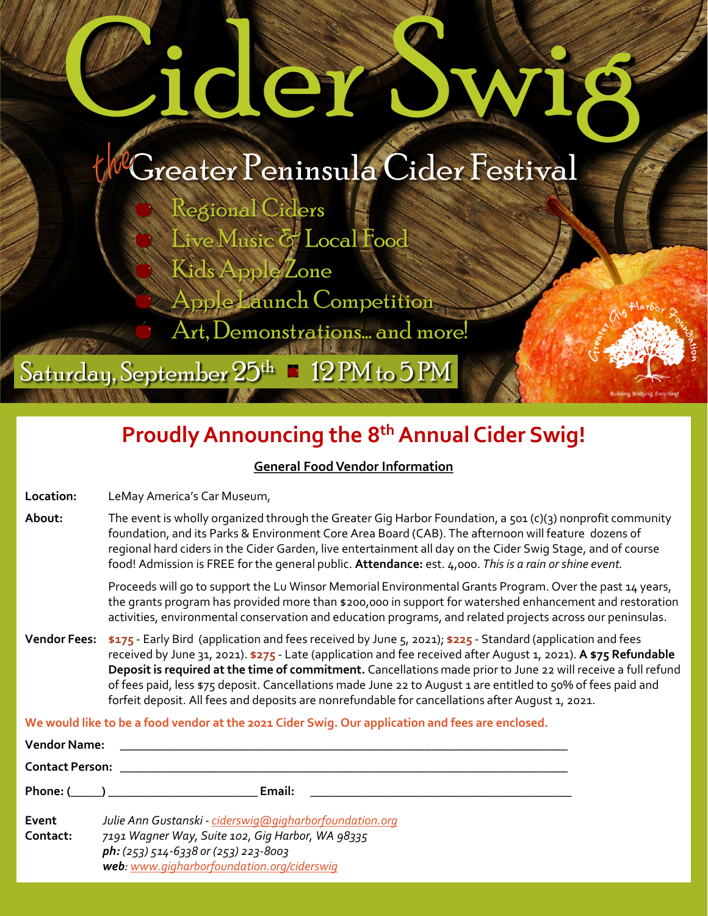# Cider Swig

## *the* Greater Peninsula Cider Festival

- Regional Ciders
- Live Music & Local Food
- Kids Apple Zone
- Apple Launch Competition
- Art, Demonstrations... and more!

Saturday, September 25th ■ 12 PM to 5 PM

Greater Gig Harbor Foundation
Building, Bridging, Enriching!

## Proudly Announcing the 8th Annual Cider Swig!

**General Food Vendor Information**

**Location:** LeMay America's Car Museum,

**About:** The event is wholly organized through the Greater Gig Harbor Foundation, a 501 (c)(3) nonprofit community foundation, and its Parks & Environment Core Area Board (CAB). The afternoon will feature dozens of regional hard ciders in the Cider Garden, live entertainment all day on the Cider Swig Stage, and of course food! Admission is FREE for the general public. **Attendance:** est. 4,000. *This is a rain or shine event.*

Proceeds will go to support the Lu Winsor Memorial Environmental Grants Program. Over the past 14 years, the grants program has provided more than $200,000 in support for watershed enhancement and restoration activities, environmental conservation and education programs, and related projects across our peninsulas.

**Vendor Fees:** **$175** - Early Bird (application and fees received by June 5, 2021); **$225** - Standard (application and fees received by June 31, 2021). **$275** - Late (application and fee received after August 1, 2021). **A $75 Refundable Deposit is required at the time of commitment.** Cancellations made prior to June 22 will receive a full refund of fees paid, less $75 deposit. Cancellations made June 22 to August 1 are entitled to 50% of fees paid and forfeit deposit. All fees and deposits are nonrefundable for cancellations after August 1, 2021.

**We would like to be a food vendor at the 2021 Cider Swig. Our application and fees are enclosed.**

**Vendor Name:** ______________________________________________________________________

**Contact Person:** ______________________________________________________________________

**Phone:** (_____) ________________________ **Email:** ________________________________________

**Event Contact:** *Julie Ann Gustanski - ciderswig@gigharborfoundation.org*
*7191 Wagner Way, Suite 102, Gig Harbor, WA 98335*
***ph:*** *(253) 514-6338 or (253) 223-8003*
***web:*** *www.gigharborfoundation.org/ciderswig*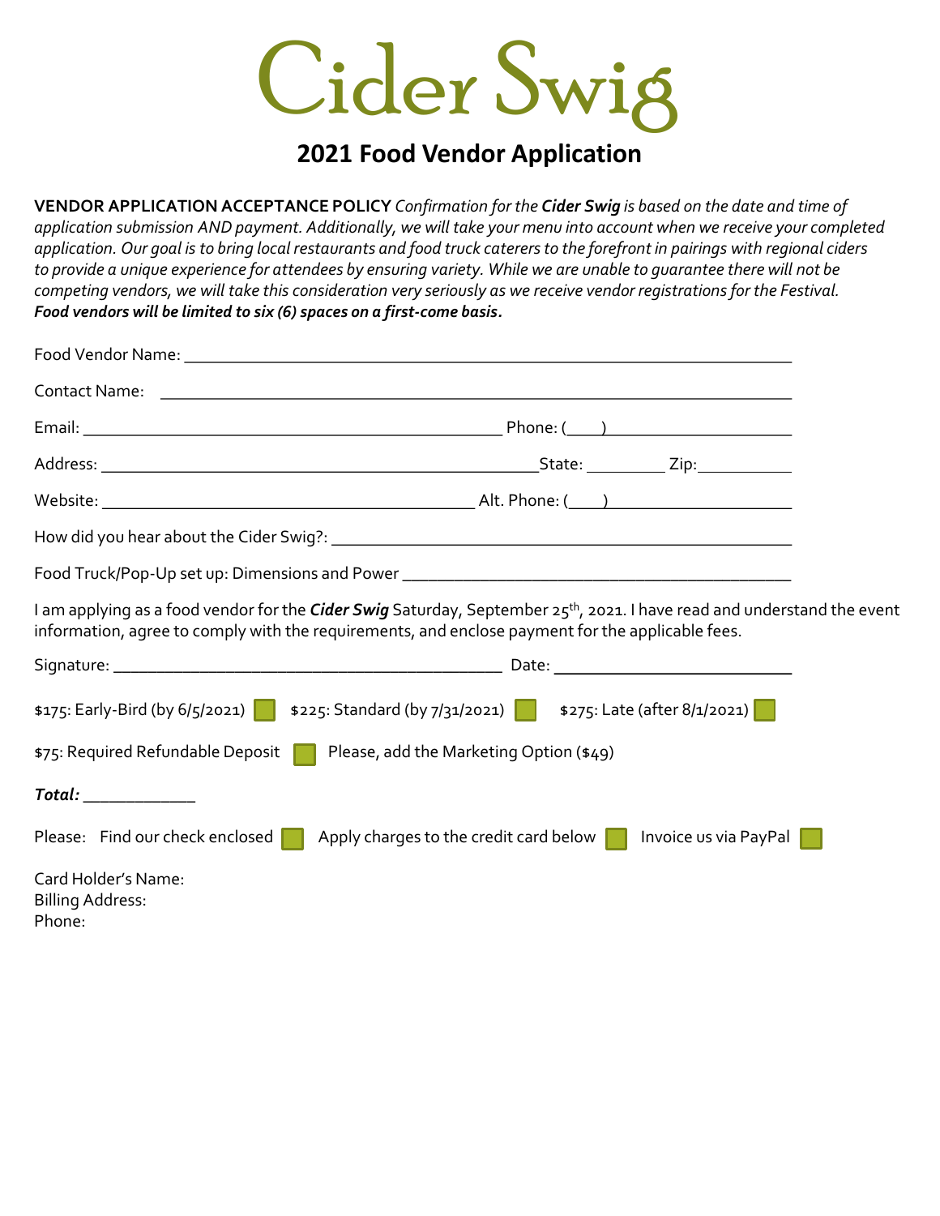# Cider Swig

## 2021 Food Vendor Application

**VENDOR APPLICATION ACCEPTANCE POLICY** *Confirmation for the **Cider Swig** is based on the date and time of application submission AND payment. Additionally, we will take your menu into account when we receive your completed application. Our goal is to bring local restaurants and food truck caterers to the forefront in pairings with regional ciders to provide a unique experience for attendees by ensuring variety. While we are unable to guarantee there will not be competing vendors, we will take this consideration very seriously as we receive vendor registrations for the Festival.* ***Food vendors will be limited to six (6) spaces on a first-come basis.***

Food Vendor Name: ___________________________________________

Contact Name: ___________________________________________

Email: ___________________________ Phone: (___) ___________________

Address: ___________________________ State: _________ Zip: __________

Website: ___________________________ Alt. Phone: (___) ________________

How did you hear about the Cider Swig?: ___________________________________________

Food Truck/Pop-Up set up: Dimensions and Power ___________________________________________

I am applying as a food vendor for the ***Cider Swig*** Saturday, September 25th, 2021. I have read and understand the event information, agree to comply with the requirements, and enclose payment for the applicable fees.

Signature: ___________________________ Date: ___________________________

$175: Early-Bird (by 6/5/2021) ☐ $225: Standard (by 7/31/2021) ☐ $275: Late (after 8/1/2021) ☐

$75: Required Refundable Deposit ☐ Please, add the Marketing Option ($49)

***Total:*** ____________

Please: Find our check enclosed ☐ Apply charges to the credit card below ☐ Invoice us via PayPal ☐

Card Holder's Name:
Billing Address:
Phone: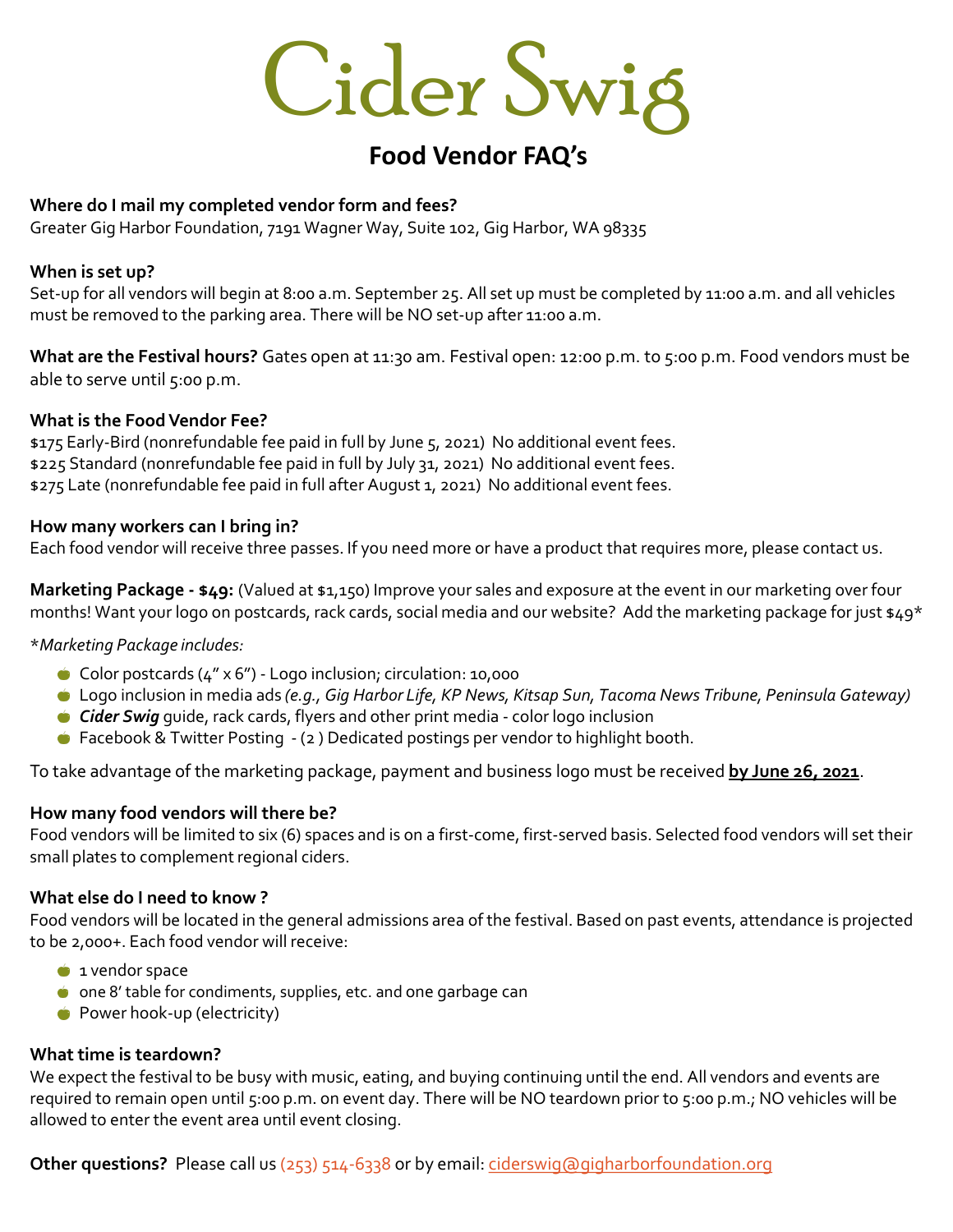# Cider Swig

## Food Vendor FAQ's

**Where do I mail my completed vendor form and fees?**
Greater Gig Harbor Foundation, 7191 Wagner Way, Suite 102, Gig Harbor, WA 98335

**When is set up?**
Set-up for all vendors will begin at 8:00 a.m. September 25. All set up must be completed by 11:00 a.m. and all vehicles must be removed to the parking area. There will be NO set-up after 11:00 a.m.

**What are the Festival hours?** Gates open at 11:30 am. Festival open: 12:00 p.m. to 5:00 p.m. Food vendors must be able to serve until 5:00 p.m.

**What is the Food Vendor Fee?**
$175 Early-Bird (nonrefundable fee paid in full by June 5, 2021) No additional event fees.
$225 Standard (nonrefundable fee paid in full by July 31, 2021) No additional event fees.
$275 Late (nonrefundable fee paid in full after August 1, 2021) No additional event fees.

**How many workers can I bring in?**
Each food vendor will receive three passes. If you need more or have a product that requires more, please contact us.

**Marketing Package - $49:** (Valued at $1,150) Improve your sales and exposure at the event in our marketing over four months! Want your logo on postcards, rack cards, social media and our website? Add the marketing package for just $49*

*\*Marketing Package includes:*

- Color postcards (4" x 6") - Logo inclusion; circulation: 10,000
- Logo inclusion in media ads *(e.g., Gig Harbor Life, KP News, Kitsap Sun, Tacoma News Tribune, Peninsula Gateway)*
- ***Cider Swig*** guide, rack cards, flyers and other print media - color logo inclusion
- Facebook & Twitter Posting - (2 ) Dedicated postings per vendor to highlight booth.

To take advantage of the marketing package, payment and business logo must be received **by June 26, 2021**.

**How many food vendors will there be?**
Food vendors will be limited to six (6) spaces and is on a first-come, first-served basis. Selected food vendors will set their small plates to complement regional ciders.

**What else do I need to know ?**
Food vendors will be located in the general admissions area of the festival. Based on past events, attendance is projected to be 2,000+. Each food vendor will receive:

- 1 vendor space
- one 8' table for condiments, supplies, etc. and one garbage can
- Power hook-up (electricity)

**What time is teardown?**
We expect the festival to be busy with music, eating, and buying continuing until the end. All vendors and events are required to remain open until 5:00 p.m. on event day. There will be NO teardown prior to 5:00 p.m.; NO vehicles will be allowed to enter the event area until event closing.

**Other questions?** Please call us (253) 514-6338 or by email: ciderswig@gigharborfoundation.org